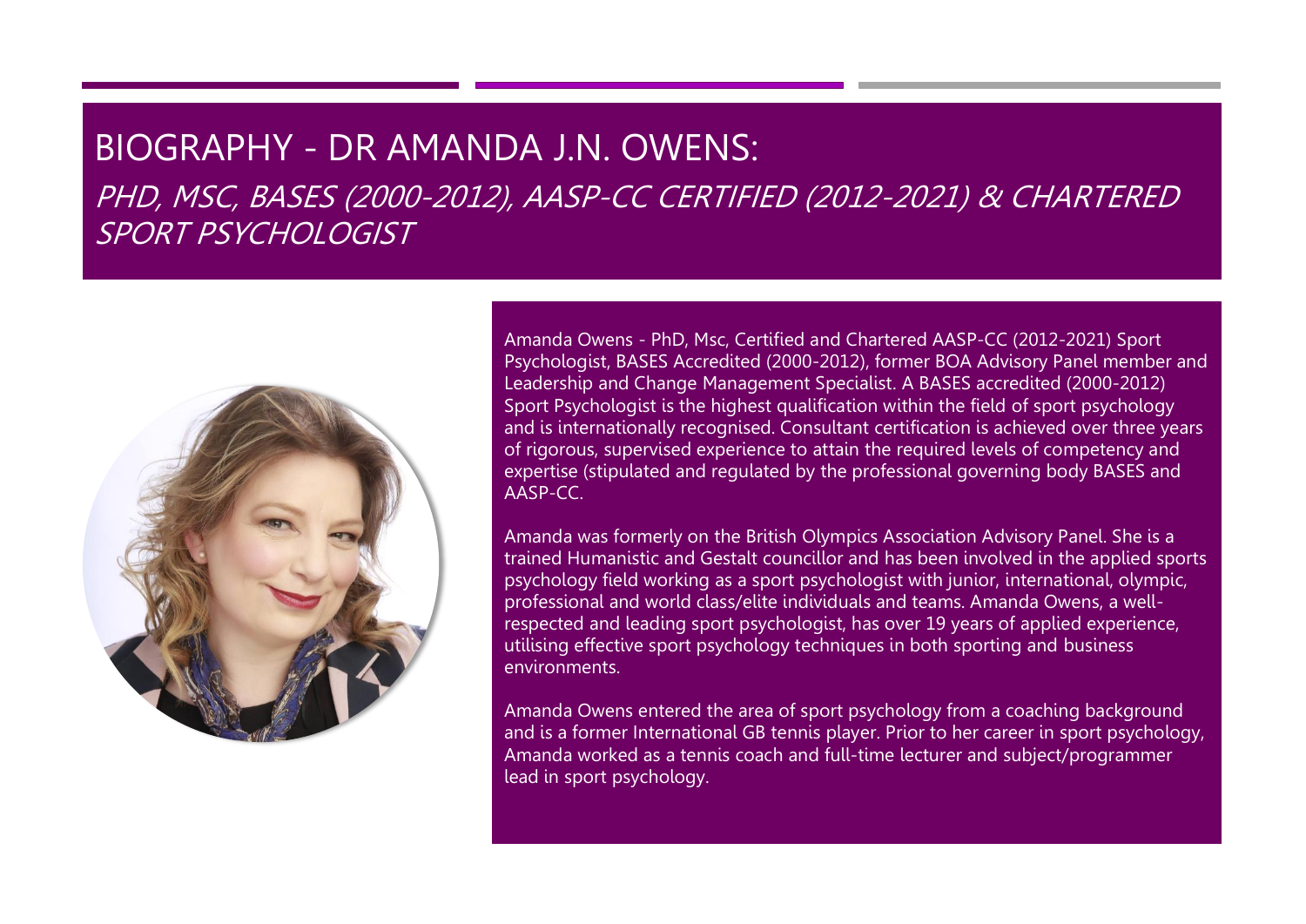# BIOGRAPHY - DR AMANDA J.N. OWENS:

*PHD, MSC, BASES (2000-2012), AASP-CC CERTIFIED (2012-2021) & CHARTERED SPORT PSYCHOLOGIST*

Amanda Owens - PhD, Msc, Certified and Chartered AASP-CC (2012-2021) Sport Psychologist, BASES Accredited (2000-2012), former BOA Advisory Panel member and Leadership and Change Management Specialist. A BASES accredited (2000-2012) Sport Psychologist is the highest qualification within the field of sport psychology and is internationally recognised. Consultant certification is achieved over three years of rigorous, supervised experience to attain the required levels of competency and expertise (stipulated and regulated by the professional governing body BASES and AASP-CC.

Amanda was formerly on the British Olympics Association Advisory Panel. She is a trained Humanistic and Gestalt councillor and has been involved in the applied sports psychology field working as a sport psychologist with junior, international, olympic, professional and world class/elite individuals and teams. Amanda Owens, a well-respected and leading sport psychologist, has over 19 years of applied experience, utilising effective sport psychology techniques in both sporting and business environments.

Amanda Owens entered the area of sport psychology from a coaching background and is a former International GB tennis player. Prior to her career in sport psychology, Amanda worked as a tennis coach and full-time lecturer and subject/programmer lead in sport psychology.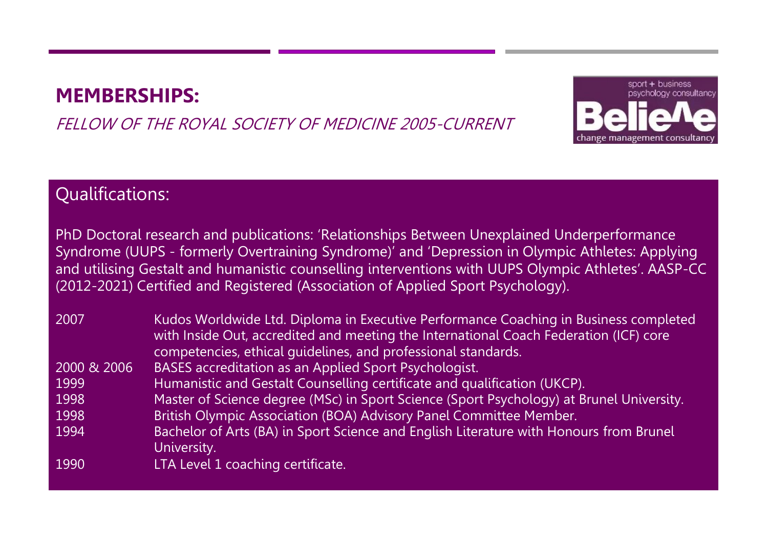## MEMBERSHIPS:

*FELLOW OF THE ROYAL SOCIETY OF MEDICINE 2005-CURRENT*

sport + business psychology consultancy

Belie^e

change management consultancy

### Qualifications:

PhD Doctoral research and publications: 'Relationships Between Unexplained Underperformance Syndrome (UUPS - formerly Overtraining Syndrome)' and 'Depression in Olympic Athletes: Applying and utilising Gestalt and humanistic counselling interventions with UUPS Olympic Athletes'. AASP-CC (2012-2021) Certified and Registered (Association of Applied Sport Psychology).

| | |
|---|---|
| 2007 | Kudos Worldwide Ltd. Diploma in Executive Performance Coaching in Business completed with Inside Out, accredited and meeting the International Coach Federation (ICF) core competencies, ethical guidelines, and professional standards. |
| 2000 & 2006 | BASES accreditation as an Applied Sport Psychologist. |
| 1999 | Humanistic and Gestalt Counselling certificate and qualification (UKCP). |
| 1998 | Master of Science degree (MSc) in Sport Science (Sport Psychology) at Brunel University. |
| 1998 | British Olympic Association (BOA) Advisory Panel Committee Member. |
| 1994 | Bachelor of Arts (BA) in Sport Science and English Literature with Honours from Brunel University. |
| 1990 | LTA Level 1 coaching certificate. |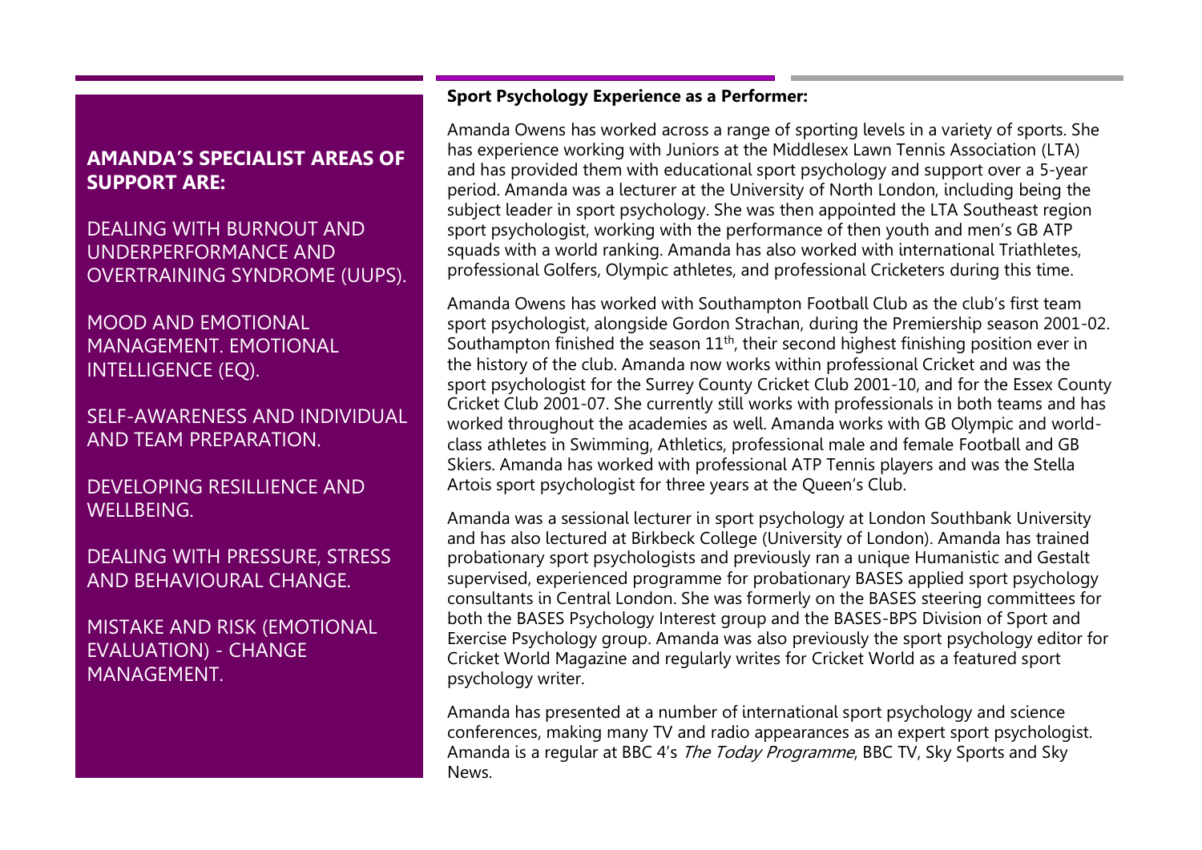## AMANDA'S SPECIALIST AREAS OF SUPPORT ARE:

DEALING WITH BURNOUT AND UNDERPERFORMANCE AND OVERTRAINING SYNDROME (UUPS).

MOOD AND EMOTIONAL MANAGEMENT. EMOTIONAL INTELLIGENCE (EQ).

SELF-AWARENESS AND INDIVIDUAL AND TEAM PREPARATION.

DEVELOPING RESILLIENCE AND WELLBEING.

DEALING WITH PRESSURE, STRESS AND BEHAVIOURAL CHANGE.

MISTAKE AND RISK (EMOTIONAL EVALUATION) - CHANGE MANAGEMENT.

**Sport Psychology Experience as a Performer:**

Amanda Owens has worked across a range of sporting levels in a variety of sports. She has experience working with Juniors at the Middlesex Lawn Tennis Association (LTA) and has provided them with educational sport psychology and support over a 5-year period. Amanda was a lecturer at the University of North London, including being the subject leader in sport psychology. She was then appointed the LTA Southeast region sport psychologist, working with the performance of then youth and men's GB ATP squads with a world ranking. Amanda has also worked with international Triathletes, professional Golfers, Olympic athletes, and professional Cricketers during this time.

Amanda Owens has worked with Southampton Football Club as the club's first team sport psychologist, alongside Gordon Strachan, during the Premiership season 2001-02. Southampton finished the season 11th, their second highest finishing position ever in the history of the club. Amanda now works within professional Cricket and was the sport psychologist for the Surrey County Cricket Club 2001-10, and for the Essex County Cricket Club 2001-07. She currently still works with professionals in both teams and has worked throughout the academies as well. Amanda works with GB Olympic and world-class athletes in Swimming, Athletics, professional male and female Football and GB Skiers. Amanda has worked with professional ATP Tennis players and was the Stella Artois sport psychologist for three years at the Queen's Club.

Amanda was a sessional lecturer in sport psychology at London Southbank University and has also lectured at Birkbeck College (University of London). Amanda has trained probationary sport psychologists and previously ran a unique Humanistic and Gestalt supervised, experienced programme for probationary BASES applied sport psychology consultants in Central London. She was formerly on the BASES steering committees for both the BASES Psychology Interest group and the BASES-BPS Division of Sport and Exercise Psychology group. Amanda was also previously the sport psychology editor for Cricket World Magazine and regularly writes for Cricket World as a featured sport psychology writer.

Amanda has presented at a number of international sport psychology and science conferences, making many TV and radio appearances as an expert sport psychologist. Amanda is a regular at BBC 4's *The Today Programme*, BBC TV, Sky Sports and Sky News.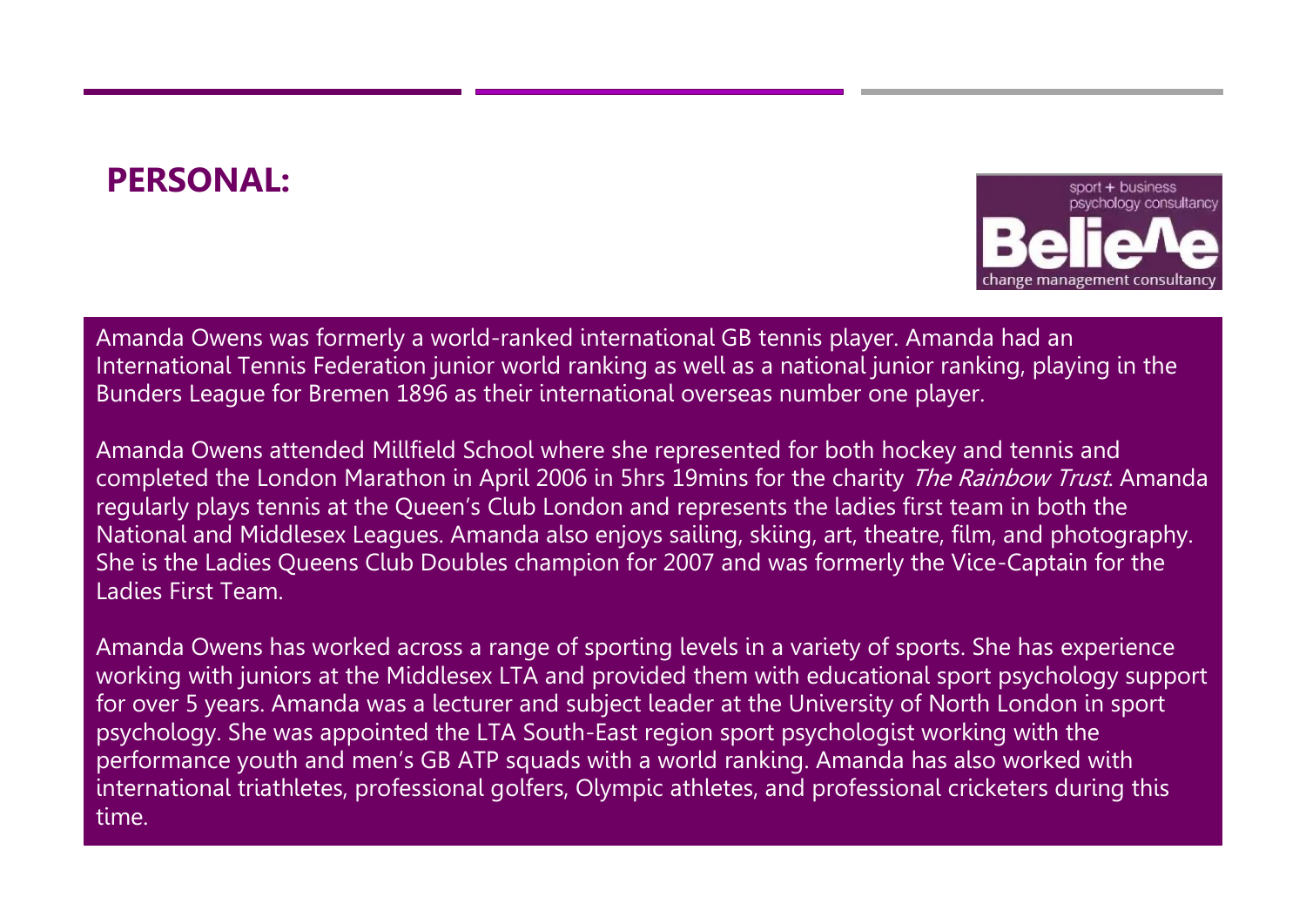## PERSONAL:

Amanda Owens was formerly a world-ranked international GB tennis player. Amanda had an International Tennis Federation junior world ranking as well as a national junior ranking, playing in the Bunders League for Bremen 1896 as their international overseas number one player.

Amanda Owens attended Millfield School where she represented for both hockey and tennis and completed the London Marathon in April 2006 in 5hrs 19mins for the charity *The Rainbow Trust*. Amanda regularly plays tennis at the Queen's Club London and represents the ladies first team in both the National and Middlesex Leagues. Amanda also enjoys sailing, skiing, art, theatre, film, and photography. She is the Ladies Queens Club Doubles champion for 2007 and was formerly the Vice-Captain for the Ladies First Team.

Amanda Owens has worked across a range of sporting levels in a variety of sports. She has experience working with juniors at the Middlesex LTA and provided them with educational sport psychology support for over 5 years. Amanda was a lecturer and subject leader at the University of North London in sport psychology. She was appointed the LTA South-East region sport psychologist working with the performance youth and men's GB ATP squads with a world ranking. Amanda has also worked with international triathletes, professional golfers, Olympic athletes, and professional cricketers during this time.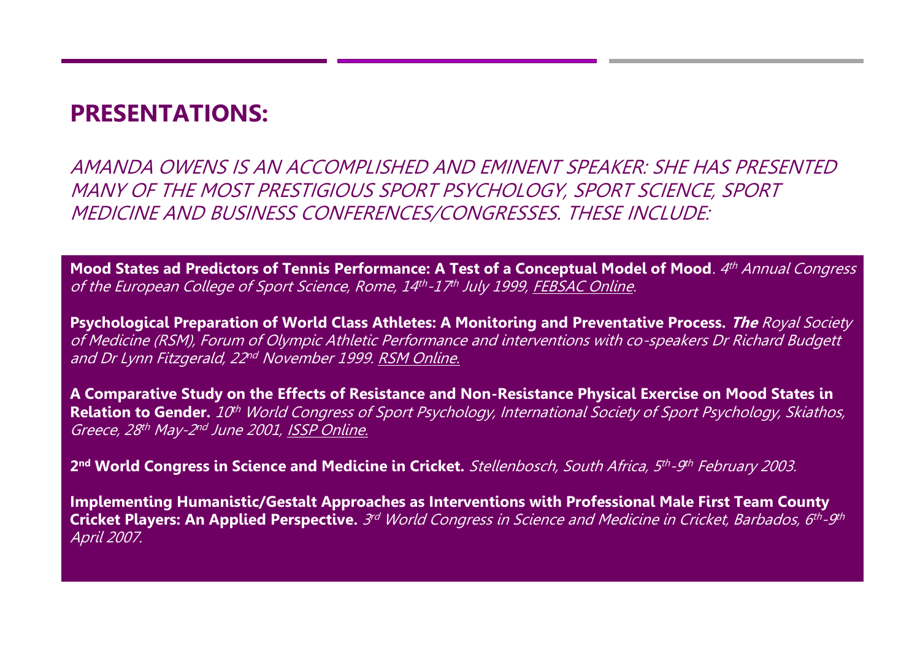## PRESENTATIONS:

*AMANDA OWENS IS AN ACCOMPLISHED AND EMINENT SPEAKER: SHE HAS PRESENTED MANY OF THE MOST PRESTIGIOUS SPORT PSYCHOLOGY, SPORT SCIENCE, SPORT MEDICINE AND BUSINESS CONFERENCES/CONGRESSES. THESE INCLUDE:*

**Mood States ad Predictors of Tennis Performance: A Test of a Conceptual Model of Mood**. *4th Annual Congress of the European College of Sport Science, Rome, 14th-17th July 1999, FEBSAC Online.*

**Psychological Preparation of World Class Athletes: A Monitoring and Preventative Process. *The*** *Royal Society of Medicine (RSM), Forum of Olympic Athletic Performance and interventions with co-speakers Dr Richard Budgett and Dr Lynn Fitzgerald, 22nd November 1999. RSM Online.*

**A Comparative Study on the Effects of Resistance and Non-Resistance Physical Exercise on Mood States in Relation to Gender.** *10th World Congress of Sport Psychology, International Society of Sport Psychology, Skiathos, Greece, 28th May-2nd June 2001, ISSP Online.*

**2nd World Congress in Science and Medicine in Cricket.** *Stellenbosch, South Africa, 5th-9th February 2003.*

**Implementing Humanistic/Gestalt Approaches as Interventions with Professional Male First Team County Cricket Players: An Applied Perspective.** *3rd World Congress in Science and Medicine in Cricket, Barbados, 6th-9th April 2007.*